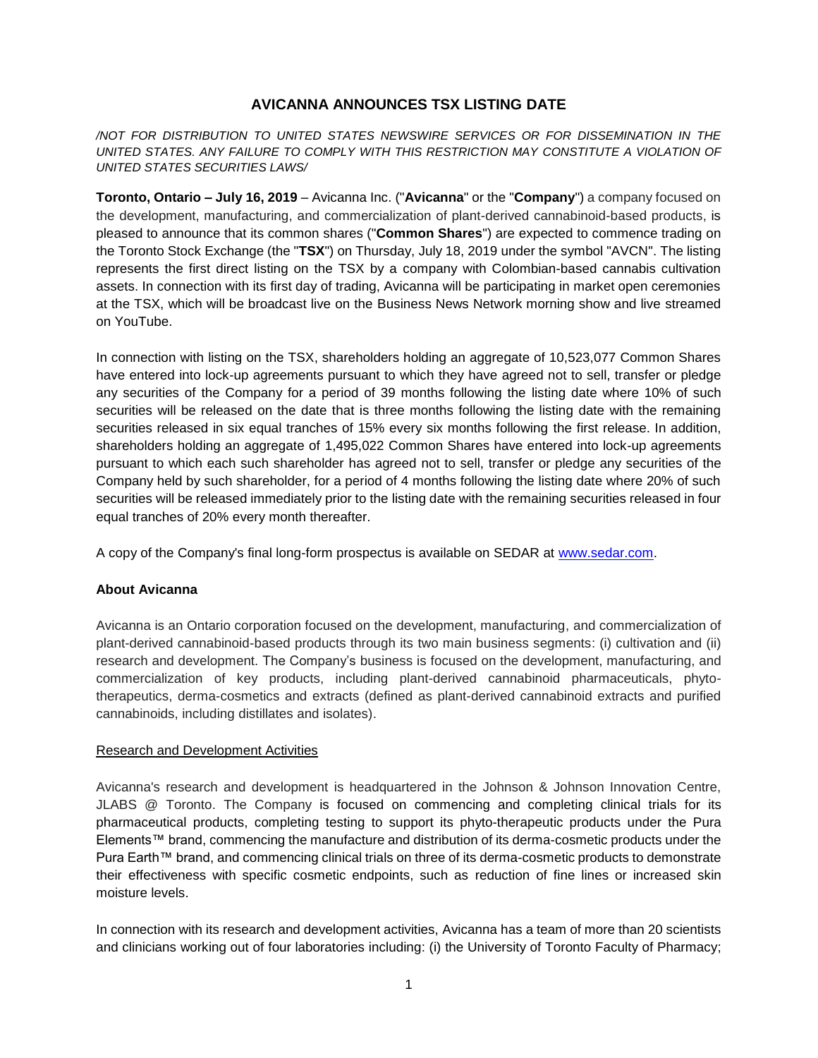# AVICANNA ANNOUNCES TSX LISTING DATE

*/NOT FOR DISTRIBUTION TO UNITED STATES NEWSWIRE SERVICES OR FOR DISSEMINATION IN THE UNITED STATES. ANY FAILURE TO COMPLY WITH THIS RESTRICTION MAY CONSTITUTE A VIOLATION OF UNITED STATES SECURITIES LAWS/*

**Toronto, Ontario – July 16, 2019** – Avicanna Inc. ("**Avicanna**" or the "**Company**") a company focused on the development, manufacturing, and commercialization of plant-derived cannabinoid-based products, is pleased to announce that its common shares ("**Common Shares**") are expected to commence trading on the Toronto Stock Exchange (the "**TSX**") on Thursday, July 18, 2019 under the symbol "AVCN". The listing represents the first direct listing on the TSX by a company with Colombian-based cannabis cultivation assets. In connection with its first day of trading, Avicanna will be participating in market open ceremonies at the TSX, which will be broadcast live on the Business News Network morning show and live streamed on YouTube.

In connection with listing on the TSX, shareholders holding an aggregate of 10,523,077 Common Shares have entered into lock-up agreements pursuant to which they have agreed not to sell, transfer or pledge any securities of the Company for a period of 39 months following the listing date where 10% of such securities will be released on the date that is three months following the listing date with the remaining securities released in six equal tranches of 15% every six months following the first release. In addition, shareholders holding an aggregate of 1,495,022 Common Shares have entered into lock-up agreements pursuant to which each such shareholder has agreed not to sell, transfer or pledge any securities of the Company held by such shareholder, for a period of 4 months following the listing date where 20% of such securities will be released immediately prior to the listing date with the remaining securities released in four equal tranches of 20% every month thereafter.

A copy of the Company's final long-form prospectus is available on SEDAR at [www.sedar.com](www.sedar.com).

**About Avicanna**

Avicanna is an Ontario corporation focused on the development, manufacturing, and commercialization of plant-derived cannabinoid-based products through its two main business segments: (i) cultivation and (ii) research and development. The Company's business is focused on the development, manufacturing, and commercialization of key products, including plant-derived cannabinoid pharmaceuticals, phyto-therapeutics, derma-cosmetics and extracts (defined as plant-derived cannabinoid extracts and purified cannabinoids, including distillates and isolates).

Research and Development Activities

Avicanna's research and development is headquartered in the Johnson & Johnson Innovation Centre, JLABS @ Toronto. The Company is focused on commencing and completing clinical trials for its pharmaceutical products, completing testing to support its phyto-therapeutic products under the Pura Elements™ brand, commencing the manufacture and distribution of its derma-cosmetic products under the Pura Earth™ brand, and commencing clinical trials on three of its derma-cosmetic products to demonstrate their effectiveness with specific cosmetic endpoints, such as reduction of fine lines or increased skin moisture levels.

In connection with its research and development activities, Avicanna has a team of more than 20 scientists and clinicians working out of four laboratories including: (i) the University of Toronto Faculty of Pharmacy;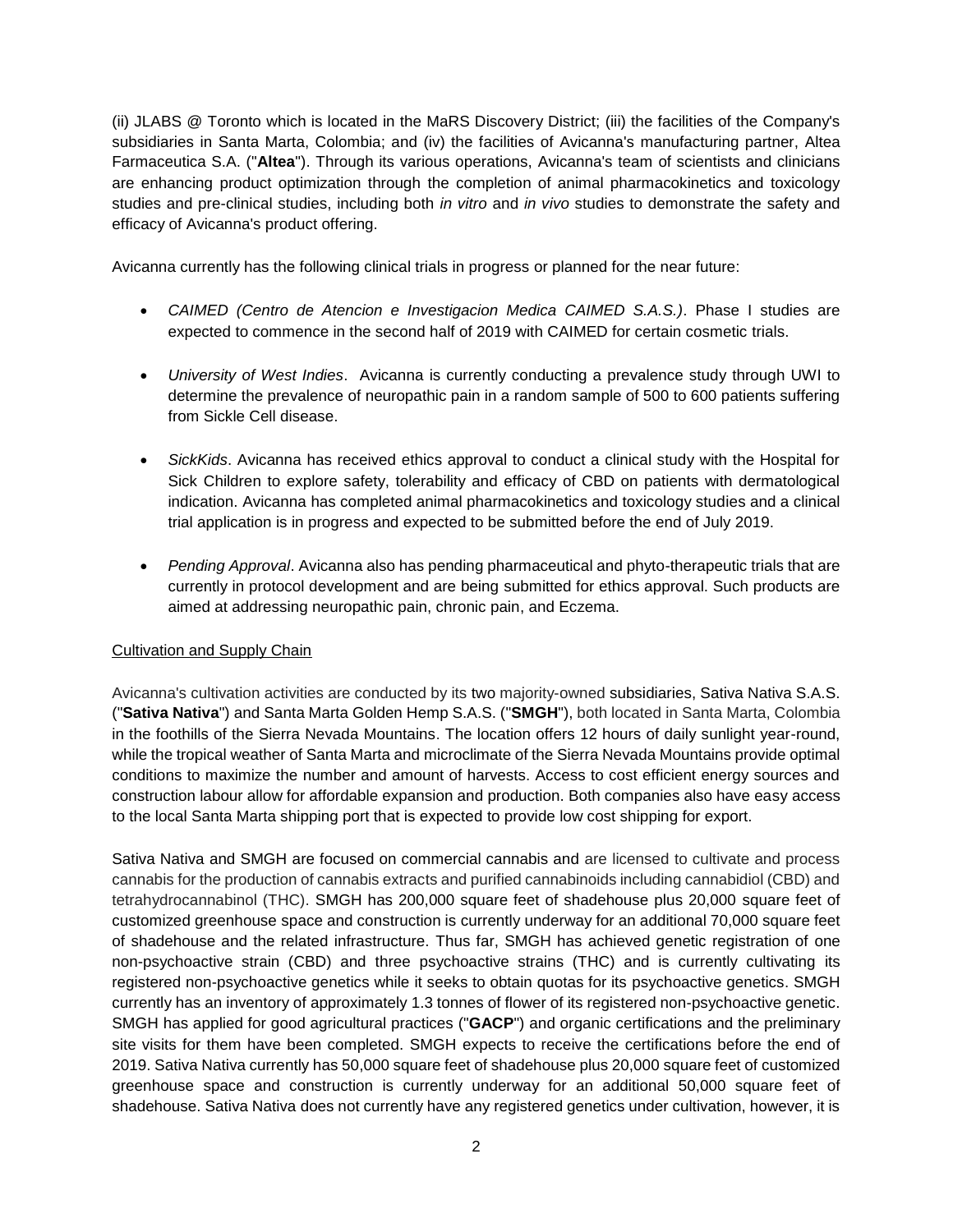(ii) JLABS @ Toronto which is located in the MaRS Discovery District; (iii) the facilities of the Company's subsidiaries in Santa Marta, Colombia; and (iv) the facilities of Avicanna's manufacturing partner, Altea Farmaceutica S.A. ("**Altea**"). Through its various operations, Avicanna's team of scientists and clinicians are enhancing product optimization through the completion of animal pharmacokinetics and toxicology studies and pre-clinical studies, including both *in vitro* and *in vivo* studies to demonstrate the safety and efficacy of Avicanna's product offering.

Avicanna currently has the following clinical trials in progress or planned for the near future:

- *CAIMED (Centro de Atencion e Investigacion Medica CAIMED S.A.S.)*. Phase I studies are expected to commence in the second half of 2019 with CAIMED for certain cosmetic trials.
- *University of West Indies*. Avicanna is currently conducting a prevalence study through UWI to determine the prevalence of neuropathic pain in a random sample of 500 to 600 patients suffering from Sickle Cell disease.
- *SickKids*. Avicanna has received ethics approval to conduct a clinical study with the Hospital for Sick Children to explore safety, tolerability and efficacy of CBD on patients with dermatological indication. Avicanna has completed animal pharmacokinetics and toxicology studies and a clinical trial application is in progress and expected to be submitted before the end of July 2019.
- *Pending Approval*. Avicanna also has pending pharmaceutical and phyto-therapeutic trials that are currently in protocol development and are being submitted for ethics approval. Such products are aimed at addressing neuropathic pain, chronic pain, and Eczema.

<u>Cultivation and Supply Chain</u>

Avicanna's cultivation activities are conducted by its two majority-owned subsidiaries, Sativa Nativa S.A.S. ("**Sativa Nativa**") and Santa Marta Golden Hemp S.A.S. ("**SMGH**"), both located in Santa Marta, Colombia in the foothills of the Sierra Nevada Mountains. The location offers 12 hours of daily sunlight year-round, while the tropical weather of Santa Marta and microclimate of the Sierra Nevada Mountains provide optimal conditions to maximize the number and amount of harvests. Access to cost efficient energy sources and construction labour allow for affordable expansion and production. Both companies also have easy access to the local Santa Marta shipping port that is expected to provide low cost shipping for export.

Sativa Nativa and SMGH are focused on commercial cannabis and are licensed to cultivate and process cannabis for the production of cannabis extracts and purified cannabinoids including cannabidiol (CBD) and tetrahydrocannabinol (THC). SMGH has 200,000 square feet of shadehouse plus 20,000 square feet of customized greenhouse space and construction is currently underway for an additional 70,000 square feet of shadehouse and the related infrastructure. Thus far, SMGH has achieved genetic registration of one non-psychoactive strain (CBD) and three psychoactive strains (THC) and is currently cultivating its registered non-psychoactive genetics while it seeks to obtain quotas for its psychoactive genetics. SMGH currently has an inventory of approximately 1.3 tonnes of flower of its registered non-psychoactive genetic. SMGH has applied for good agricultural practices ("**GACP**") and organic certifications and the preliminary site visits for them have been completed. SMGH expects to receive the certifications before the end of 2019. Sativa Nativa currently has 50,000 square feet of shadehouse plus 20,000 square feet of customized greenhouse space and construction is currently underway for an additional 50,000 square feet of shadehouse. Sativa Nativa does not currently have any registered genetics under cultivation, however, it is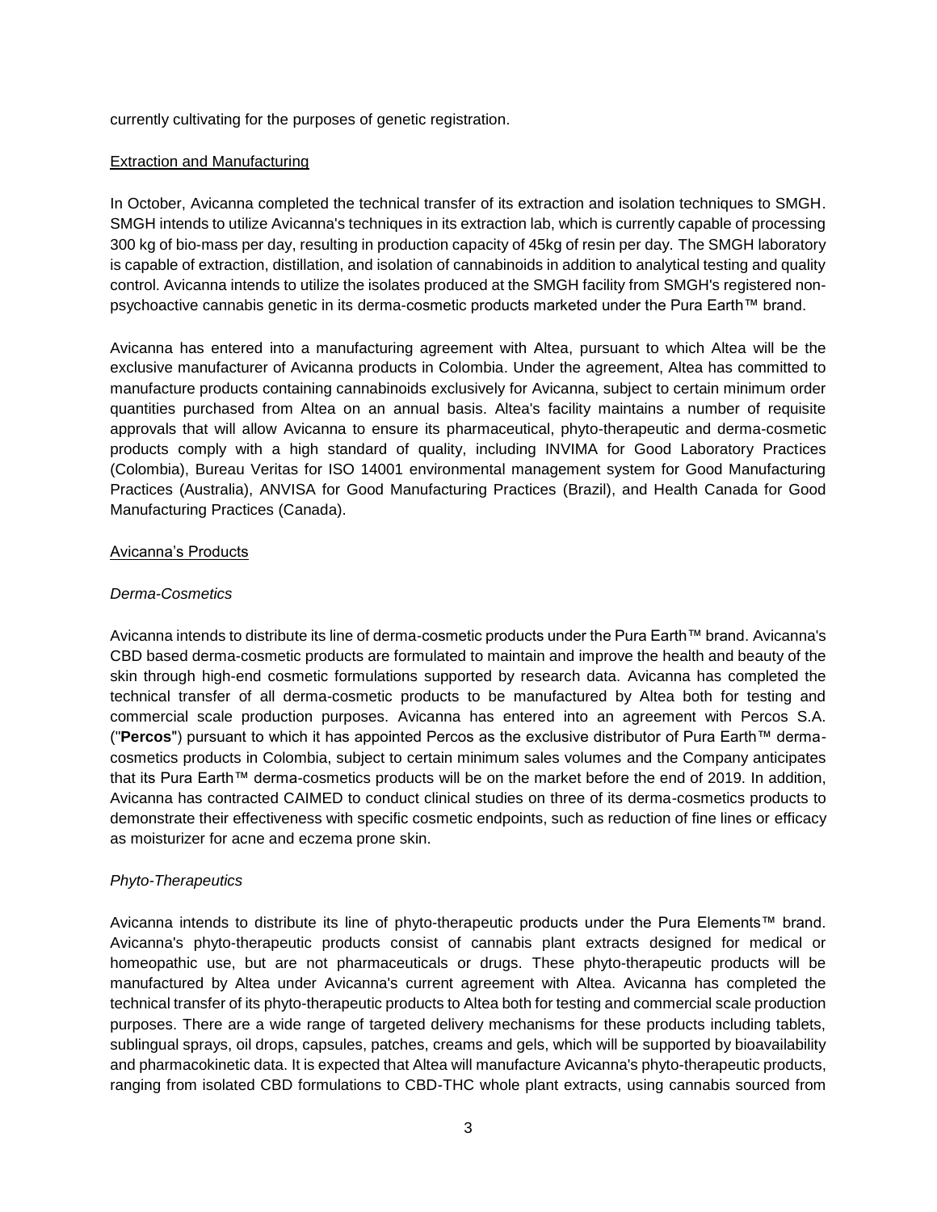currently cultivating for the purposes of genetic registration.

## Extraction and Manufacturing

In October, Avicanna completed the technical transfer of its extraction and isolation techniques to SMGH. SMGH intends to utilize Avicanna's techniques in its extraction lab, which is currently capable of processing 300 kg of bio-mass per day, resulting in production capacity of 45kg of resin per day. The SMGH laboratory is capable of extraction, distillation, and isolation of cannabinoids in addition to analytical testing and quality control. Avicanna intends to utilize the isolates produced at the SMGH facility from SMGH's registered non-psychoactive cannabis genetic in its derma-cosmetic products marketed under the Pura Earth™ brand.

Avicanna has entered into a manufacturing agreement with Altea, pursuant to which Altea will be the exclusive manufacturer of Avicanna products in Colombia. Under the agreement, Altea has committed to manufacture products containing cannabinoids exclusively for Avicanna, subject to certain minimum order quantities purchased from Altea on an annual basis. Altea's facility maintains a number of requisite approvals that will allow Avicanna to ensure its pharmaceutical, phyto-therapeutic and derma-cosmetic products comply with a high standard of quality, including INVIMA for Good Laboratory Practices (Colombia), Bureau Veritas for ISO 14001 environmental management system for Good Manufacturing Practices (Australia), ANVISA for Good Manufacturing Practices (Brazil), and Health Canada for Good Manufacturing Practices (Canada).

## Avicanna's Products

### *Derma-Cosmetics*

Avicanna intends to distribute its line of derma-cosmetic products under the Pura Earth™ brand. Avicanna's CBD based derma-cosmetic products are formulated to maintain and improve the health and beauty of the skin through high-end cosmetic formulations supported by research data. Avicanna has completed the technical transfer of all derma-cosmetic products to be manufactured by Altea both for testing and commercial scale production purposes. Avicanna has entered into an agreement with Percos S.A. ("**Percos**") pursuant to which it has appointed Percos as the exclusive distributor of Pura Earth™ derma-cosmetics products in Colombia, subject to certain minimum sales volumes and the Company anticipates that its Pura Earth™ derma-cosmetics products will be on the market before the end of 2019. In addition, Avicanna has contracted CAIMED to conduct clinical studies on three of its derma-cosmetics products to demonstrate their effectiveness with specific cosmetic endpoints, such as reduction of fine lines or efficacy as moisturizer for acne and eczema prone skin.

### *Phyto-Therapeutics*

Avicanna intends to distribute its line of phyto-therapeutic products under the Pura Elements™ brand. Avicanna's phyto-therapeutic products consist of cannabis plant extracts designed for medical or homeopathic use, but are not pharmaceuticals or drugs. These phyto-therapeutic products will be manufactured by Altea under Avicanna's current agreement with Altea. Avicanna has completed the technical transfer of its phyto-therapeutic products to Altea both for testing and commercial scale production purposes. There are a wide range of targeted delivery mechanisms for these products including tablets, sublingual sprays, oil drops, capsules, patches, creams and gels, which will be supported by bioavailability and pharmacokinetic data. It is expected that Altea will manufacture Avicanna's phyto-therapeutic products, ranging from isolated CBD formulations to CBD-THC whole plant extracts, using cannabis sourced from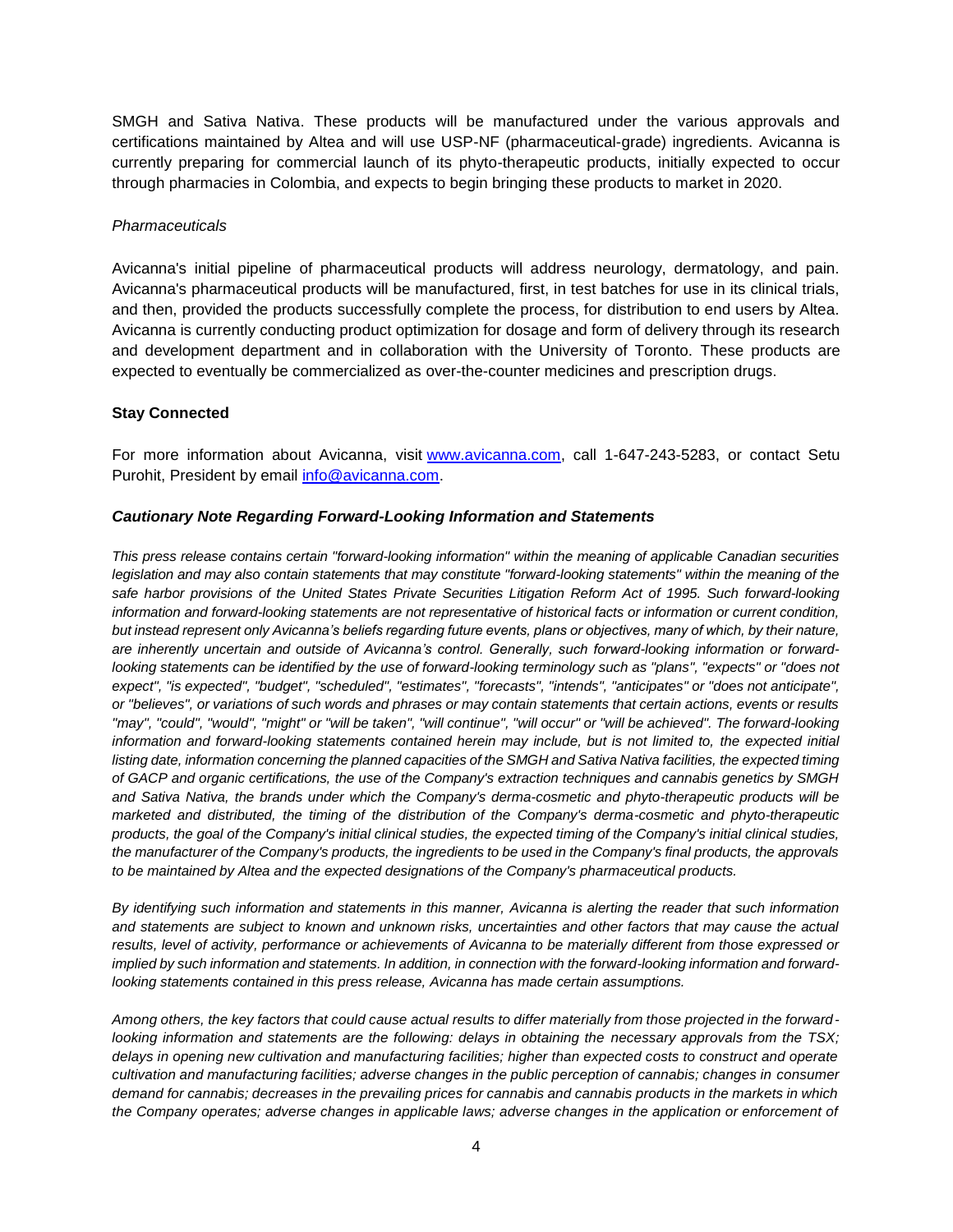SMGH and Sativa Nativa. These products will be manufactured under the various approvals and certifications maintained by Altea and will use USP-NF (pharmaceutical-grade) ingredients. Avicanna is currently preparing for commercial launch of its phyto-therapeutic products, initially expected to occur through pharmacies in Colombia, and expects to begin bringing these products to market in 2020.

*Pharmaceuticals*

Avicanna's initial pipeline of pharmaceutical products will address neurology, dermatology, and pain. Avicanna's pharmaceutical products will be manufactured, first, in test batches for use in its clinical trials, and then, provided the products successfully complete the process, for distribution to end users by Altea. Avicanna is currently conducting product optimization for dosage and form of delivery through its research and development department and in collaboration with the University of Toronto. These products are expected to eventually be commercialized as over-the-counter medicines and prescription drugs.

**Stay Connected**

For more information about Avicanna, visit [www.avicanna.com](http://www.avicanna.com), call 1-647-243-5283, or contact Setu Purohit, President by email [info@avicanna.com](mailto:info@avicanna.com).

***Cautionary Note Regarding Forward-Looking Information and Statements***

*This press release contains certain "forward-looking information" within the meaning of applicable Canadian securities legislation and may also contain statements that may constitute "forward-looking statements" within the meaning of the safe harbor provisions of the United States Private Securities Litigation Reform Act of 1995. Such forward-looking information and forward-looking statements are not representative of historical facts or information or current condition, but instead represent only Avicanna's beliefs regarding future events, plans or objectives, many of which, by their nature, are inherently uncertain and outside of Avicanna's control. Generally, such forward-looking information or forward-looking statements can be identified by the use of forward-looking terminology such as "plans", "expects" or "does not expect", "is expected", "budget", "scheduled", "estimates", "forecasts", "intends", "anticipates" or "does not anticipate", or "believes", or variations of such words and phrases or may contain statements that certain actions, events or results "may", "could", "would", "might" or "will be taken", "will continue", "will occur" or "will be achieved". The forward-looking information and forward-looking statements contained herein may include, but is not limited to, the expected initial listing date, information concerning the planned capacities of the SMGH and Sativa Nativa facilities, the expected timing of GACP and organic certifications, the use of the Company's extraction techniques and cannabis genetics by SMGH and Sativa Nativa, the brands under which the Company's derma-cosmetic and phyto-therapeutic products will be marketed and distributed, the timing of the distribution of the Company's derma-cosmetic and phyto-therapeutic products, the goal of the Company's initial clinical studies, the expected timing of the Company's initial clinical studies, the manufacturer of the Company's products, the ingredients to be used in the Company's final products, the approvals to be maintained by Altea and the expected designations of the Company's pharmaceutical products.*

*By identifying such information and statements in this manner, Avicanna is alerting the reader that such information and statements are subject to known and unknown risks, uncertainties and other factors that may cause the actual results, level of activity, performance or achievements of Avicanna to be materially different from those expressed or implied by such information and statements. In addition, in connection with the forward-looking information and forward-looking statements contained in this press release, Avicanna has made certain assumptions.*

*Among others, the key factors that could cause actual results to differ materially from those projected in the forward-looking information and statements are the following: delays in obtaining the necessary approvals from the TSX; delays in opening new cultivation and manufacturing facilities; higher than expected costs to construct and operate cultivation and manufacturing facilities; adverse changes in the public perception of cannabis; changes in consumer demand for cannabis; decreases in the prevailing prices for cannabis and cannabis products in the markets in which the Company operates; adverse changes in applicable laws; adverse changes in the application or enforcement of*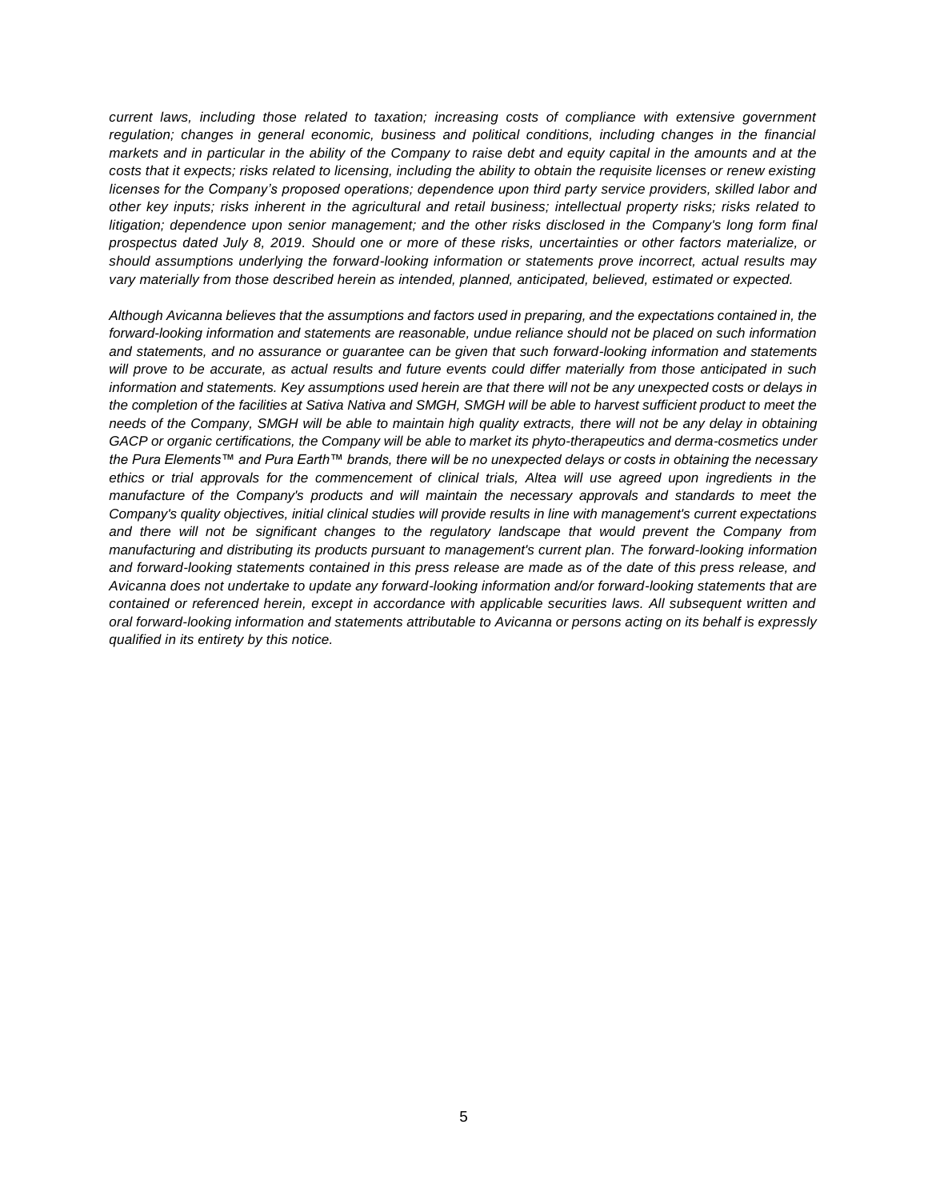*current laws, including those related to taxation; increasing costs of compliance with extensive government regulation; changes in general economic, business and political conditions, including changes in the financial markets and in particular in the ability of the Company to raise debt and equity capital in the amounts and at the costs that it expects; risks related to licensing, including the ability to obtain the requisite licenses or renew existing licenses for the Company's proposed operations; dependence upon third party service providers, skilled labor and other key inputs; risks inherent in the agricultural and retail business; intellectual property risks; risks related to litigation; dependence upon senior management; and the other risks disclosed in the Company's long form final prospectus dated July 8, 2019. Should one or more of these risks, uncertainties or other factors materialize, or should assumptions underlying the forward-looking information or statements prove incorrect, actual results may vary materially from those described herein as intended, planned, anticipated, believed, estimated or expected.*

*Although Avicanna believes that the assumptions and factors used in preparing, and the expectations contained in, the forward-looking information and statements are reasonable, undue reliance should not be placed on such information and statements, and no assurance or guarantee can be given that such forward-looking information and statements will prove to be accurate, as actual results and future events could differ materially from those anticipated in such information and statements. Key assumptions used herein are that there will not be any unexpected costs or delays in the completion of the facilities at Sativa Nativa and SMGH, SMGH will be able to harvest sufficient product to meet the needs of the Company, SMGH will be able to maintain high quality extracts, there will not be any delay in obtaining GACP or organic certifications, the Company will be able to market its phyto-therapeutics and derma-cosmetics under the Pura Elements™ and Pura Earth™ brands, there will be no unexpected delays or costs in obtaining the necessary ethics or trial approvals for the commencement of clinical trials, Altea will use agreed upon ingredients in the manufacture of the Company's products and will maintain the necessary approvals and standards to meet the Company's quality objectives, initial clinical studies will provide results in line with management's current expectations and there will not be significant changes to the regulatory landscape that would prevent the Company from manufacturing and distributing its products pursuant to management's current plan. The forward-looking information and forward-looking statements contained in this press release are made as of the date of this press release, and Avicanna does not undertake to update any forward-looking information and/or forward-looking statements that are contained or referenced herein, except in accordance with applicable securities laws. All subsequent written and oral forward-looking information and statements attributable to Avicanna or persons acting on its behalf is expressly qualified in its entirety by this notice.*